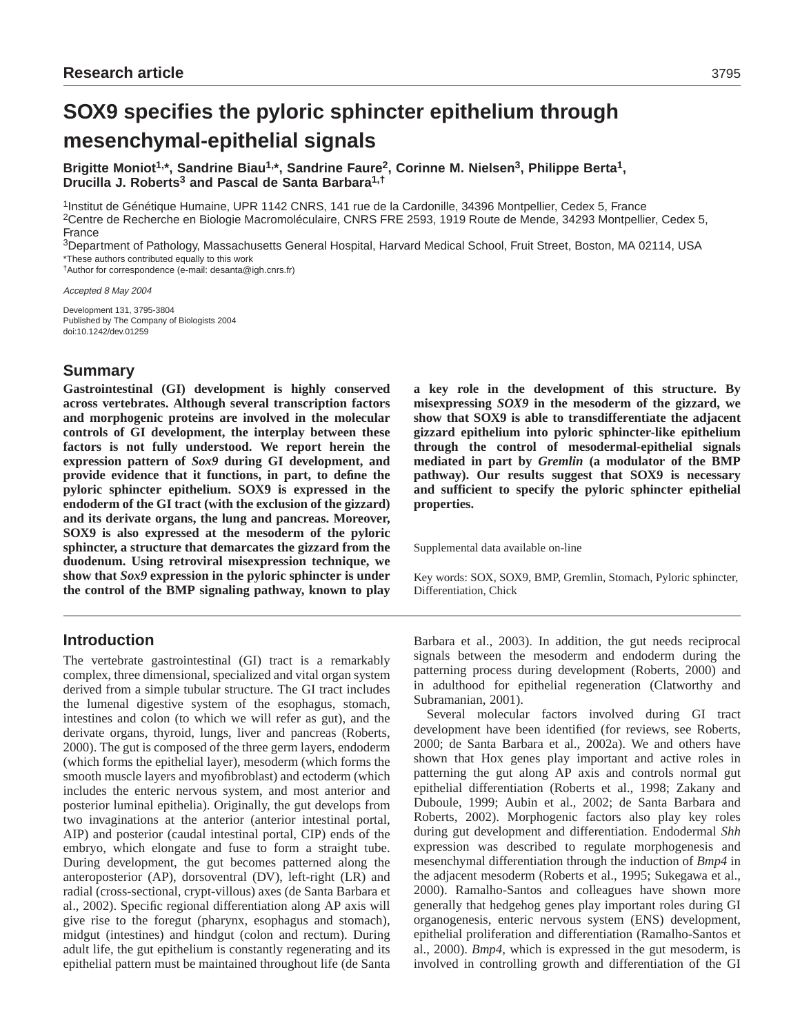Research article

# SOX9 specifies the pyloric sphincter epithelium through mesenchymal-epithelial signals

**Brigitte Moniot[1,*], Sandrine Biau[1,*], Sandrine Faure[2], Corinne M. Nielsen[3], Philippe Berta[1], Drucilla J. Roberts[3] and Pascal de Santa Barbara[1,†]**

[1]Institut de Génétique Humaine, UPR 1142 CNRS, 141 rue de la Cardonille, 34396 Montpellier, Cedex 5, France
[2]Centre de Recherche en Biologie Macromoléculaire, CNRS FRE 2593, 1919 Route de Mende, 34293 Montpellier, Cedex 5, France
[3]Department of Pathology, Massachusetts General Hospital, Harvard Medical School, Fruit Street, Boston, MA 02114, USA
*These authors contributed equally to this work
†Author for correspondence (e-mail: desanta@igh.cnrs.fr)

*Accepted 8 May 2004*

Development 131, 3795-3804
Published by The Company of Biologists 2004
doi:10.1242/dev.01259

## Summary

**Gastrointestinal (GI) development is highly conserved across vertebrates. Although several transcription factors and morphogenic proteins are involved in the molecular controls of GI development, the interplay between these factors is not fully understood. We report herein the expression pattern of *Sox9* during GI development, and provide evidence that it functions, in part, to define the pyloric sphincter epithelium. SOX9 is expressed in the endoderm of the GI tract (with the exclusion of the gizzard) and its derivate organs, the lung and pancreas. Moreover, SOX9 is also expressed at the mesoderm of the pyloric sphincter, a structure that demarcates the gizzard from the duodenum. Using retroviral misexpression technique, we show that *Sox9* expression in the pyloric sphincter is under the control of the BMP signaling pathway, known to play a key role in the development of this structure. By misexpressing *SOX9* in the mesoderm of the gizzard, we show that SOX9 is able to transdifferentiate the adjacent gizzard epithelium into pyloric sphincter-like epithelium through the control of mesodermal-epithelial signals mediated in part by *Gremlin* (a modulator of the BMP pathway). Our results suggest that SOX9 is necessary and sufficient to specify the pyloric sphincter epithelial properties.**

Supplemental data available on-line

Key words: SOX, SOX9, BMP, Gremlin, Stomach, Pyloric sphincter, Differentiation, Chick

## Introduction

The vertebrate gastrointestinal (GI) tract is a remarkably complex, three dimensional, specialized and vital organ system derived from a simple tubular structure. The GI tract includes the lumenal digestive system of the esophagus, stomach, intestines and colon (to which we will refer as gut), and the derivate organs, thyroid, lungs, liver and pancreas (Roberts, 2000). The gut is composed of the three germ layers, endoderm (which forms the epithelial layer), mesoderm (which forms the smooth muscle layers and myofibroblast) and ectoderm (which includes the enteric nervous system, and most anterior and posterior luminal epithelia). Originally, the gut develops from two invaginations at the anterior (anterior intestinal portal, AIP) and posterior (caudal intestinal portal, CIP) ends of the embryo, which elongate and fuse to form a straight tube. During development, the gut becomes patterned along the anteroposterior (AP), dorsoventral (DV), left-right (LR) and radial (cross-sectional, crypt-villous) axes (de Santa Barbara et al., 2002). Specific regional differentiation along AP axis will give rise to the foregut (pharynx, esophagus and stomach), midgut (intestines) and hindgut (colon and rectum). During adult life, the gut epithelium is constantly regenerating and its epithelial pattern must be maintained throughout life (de Santa Barbara et al., 2003). In addition, the gut needs reciprocal signals between the mesoderm and endoderm during the patterning process during development (Roberts, 2000) and in adulthood for epithelial regeneration (Clatworthy and Subramanian, 2001).

Several molecular factors involved during GI tract development have been identified (for reviews, see Roberts, 2000; de Santa Barbara et al., 2002a). We and others have shown that Hox genes play important and active roles in patterning the gut along AP axis and controls normal gut epithelial differentiation (Roberts et al., 1998; Zakany and Duboule, 1999; Aubin et al., 2002; de Santa Barbara and Roberts, 2002). Morphogenic factors also play key roles during gut development and differentiation. Endodermal *Shh* expression was described to regulate morphogenesis and mesenchymal differentiation through the induction of *Bmp4* in the adjacent mesoderm (Roberts et al., 1995; Sukegawa et al., 2000). Ramalho-Santos and colleagues have shown more generally that hedgehog genes play important roles during GI organogenesis, enteric nervous system (ENS) development, epithelial proliferation and differentiation (Ramalho-Santos et al., 2000). *Bmp4*, which is expressed in the gut mesoderm, is involved in controlling growth and differentiation of the GI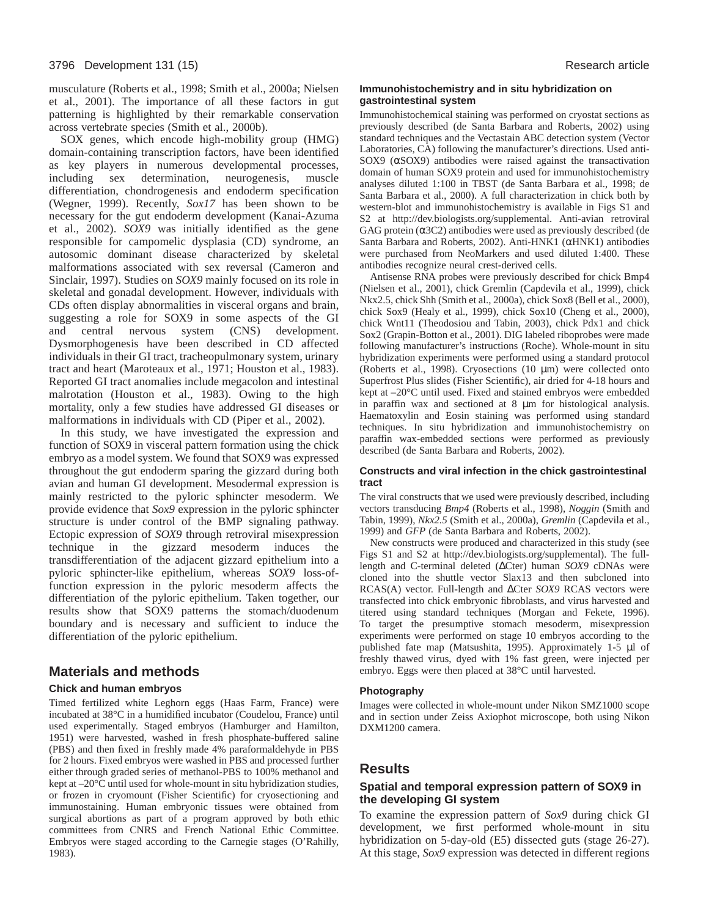musculature (Roberts et al., 1998; Smith et al., 2000a; Nielsen et al., 2001). The importance of all these factors in gut patterning is highlighted by their remarkable conservation across vertebrate species (Smith et al., 2000b).

SOX genes, which encode high-mobility group (HMG) domain-containing transcription factors, have been identified as key players in numerous developmental processes, including sex determination, neurogenesis, muscle differentiation, chondrogenesis and endoderm specification (Wegner, 1999). Recently, *Sox17* has been shown to be necessary for the gut endoderm development (Kanai-Azuma et al., 2002). *SOX9* was initially identified as the gene responsible for campomelic dysplasia (CD) syndrome, an autosomic dominant disease characterized by skeletal malformations associated with sex reversal (Cameron and Sinclair, 1997). Studies on *SOX9* mainly focused on its role in skeletal and gonadal development. However, individuals with CDs often display abnormalities in visceral organs and brain, suggesting a role for SOX9 in some aspects of the GI and central nervous system (CNS) development. Dysmorphogenesis have been described in CD affected individuals in their GI tract, tracheopulmonary system, urinary tract and heart (Maroteaux et al., 1971; Houston et al., 1983). Reported GI tract anomalies include megacolon and intestinal malrotation (Houston et al., 1983). Owing to the high mortality, only a few studies have addressed GI diseases or malformations in individuals with CD (Piper et al., 2002).

In this study, we have investigated the expression and function of SOX9 in visceral pattern formation using the chick embryo as a model system. We found that SOX9 was expressed throughout the gut endoderm sparing the gizzard during both avian and human GI development. Mesodermal expression is mainly restricted to the pyloric sphincter mesoderm. We provide evidence that *Sox9* expression in the pyloric sphincter structure is under control of the BMP signaling pathway. Ectopic expression of *SOX9* through retroviral misexpression technique in the gizzard mesoderm induces the transdifferentiation of the adjacent gizzard epithelium into a pyloric sphincter-like epithelium, whereas *SOX9* loss-of-function expression in the pyloric mesoderm affects the differentiation of the pyloric epithelium. Taken together, our results show that SOX9 patterns the stomach/duodenum boundary and is necessary and sufficient to induce the differentiation of the pyloric epithelium.

## Materials and methods

### Chick and human embryos

Timed fertilized white Leghorn eggs (Haas Farm, France) were incubated at 38°C in a humidified incubator (Coudelou, France) until used experimentally. Staged embryos (Hamburger and Hamilton, 1951) were harvested, washed in fresh phosphate-buffered saline (PBS) and then fixed in freshly made 4% paraformaldehyde in PBS for 2 hours. Fixed embryos were washed in PBS and processed further either through graded series of methanol-PBS to 100% methanol and kept at –20°C until used for whole-mount in situ hybridization studies, or frozen in cryomount (Fisher Scientific) for cryosectioning and immunostaining. Human embryonic tissues were obtained from surgical abortions as part of a program approved by both ethic committees from CNRS and French National Ethic Committee. Embryos were staged according to the Carnegie stages (O'Rahilly, 1983).

### Immunohistochemistry and in situ hybridization on gastrointestinal system

Immunohistochemical staining was performed on cryostat sections as previously described (de Santa Barbara and Roberts, 2002) using standard techniques and the Vectastain ABC detection system (Vector Laboratories, CA) following the manufacturer's directions. Used anti-SOX9 (αSOX9) antibodies were raised against the transactivation domain of human SOX9 protein and used for immunohistochemistry analyses diluted 1:100 in TBST (de Santa Barbara et al., 1998; de Santa Barbara et al., 2000). A full characterization in chick both by western-blot and immunohistochemistry is available in Figs S1 and S2 at http://dev.biologists.org/supplemental. Anti-avian retroviral GAG protein (α3C2) antibodies were used as previously described (de Santa Barbara and Roberts, 2002). Anti-HNK1 (αHNK1) antibodies were purchased from NeoMarkers and used diluted 1:400. These antibodies recognize neural crest-derived cells.

Antisense RNA probes were previously described for chick Bmp4 (Nielsen et al., 2001), chick Gremlin (Capdevila et al., 1999), chick Nkx2.5, chick Shh (Smith et al., 2000a), chick Sox8 (Bell et al., 2000), chick Sox9 (Healy et al., 1999), chick Sox10 (Cheng et al., 2000), chick Wnt11 (Theodosiou and Tabin, 2003), chick Pdx1 and chick Sox2 (Grapin-Botton et al., 2001). DIG labeled riboprobes were made following manufacturer's instructions (Roche). Whole-mount in situ hybridization experiments were performed using a standard protocol (Roberts et al., 1998). Cryosections (10 μm) were collected onto Superfrost Plus slides (Fisher Scientific), air dried for 4-18 hours and kept at –20°C until used. Fixed and stained embryos were embedded in paraffin wax and sectioned at 8 μm for histological analysis. Haematoxylin and Eosin staining was performed using standard techniques. In situ hybridization and immunohistochemistry on paraffin wax-embedded sections were performed as previously described (de Santa Barbara and Roberts, 2002).

### Constructs and viral infection in the chick gastrointestinal tract

The viral constructs that we used were previously described, including vectors transducing *Bmp4* (Roberts et al., 1998), *Noggin* (Smith and Tabin, 1999), *Nkx2.5* (Smith et al., 2000a), *Gremlin* (Capdevila et al., 1999) and *GFP* (de Santa Barbara and Roberts, 2002).

New constructs were produced and characterized in this study (see Figs S1 and S2 at http://dev.biologists.org/supplemental). The full-length and C-terminal deleted (ΔCter) human *SOX9* cDNAs were cloned into the shuttle vector Slax13 and then subcloned into RCAS(A) vector. Full-length and ΔCter *SOX9* RCAS vectors were transfected into chick embryonic fibroblasts, and virus harvested and titered using standard techniques (Morgan and Fekete, 1996). To target the presumptive stomach mesoderm, misexpression experiments were performed on stage 10 embryos according to the published fate map (Matsushita, 1995). Approximately 1-5 μl of freshly thawed virus, dyed with 1% fast green, were injected per embryo. Eggs were then placed at 38°C until harvested.

### Photography

Images were collected in whole-mount under Nikon SMZ1000 scope and in section under Zeiss Axiophot microscope, both using Nikon DXM1200 camera.

## Results

### Spatial and temporal expression pattern of SOX9 in the developing GI system

To examine the expression pattern of *Sox9* during chick GI development, we first performed whole-mount in situ hybridization on 5-day-old (E5) dissected guts (stage 26-27). At this stage, *Sox9* expression was detected in different regions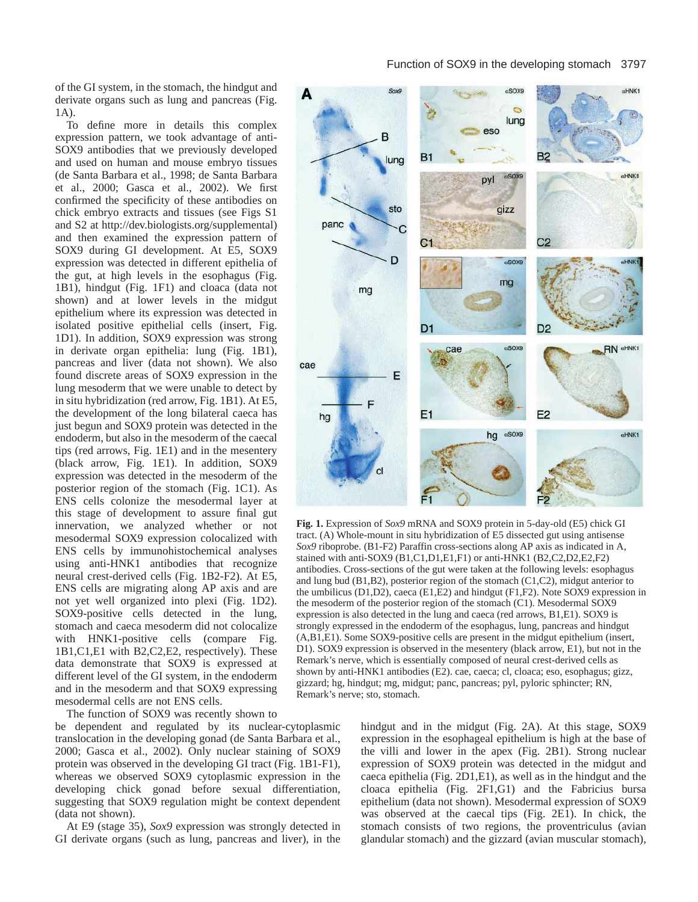of the GI system, in the stomach, the hindgut and derivate organs such as lung and pancreas (Fig. 1A).

To define more in details this complex expression pattern, we took advantage of anti-SOX9 antibodies that we previously developed and used on human and mouse embryo tissues (de Santa Barbara et al., 1998; de Santa Barbara et al., 2000; Gasca et al., 2002). We first confirmed the specificity of these antibodies on chick embryo extracts and tissues (see Figs S1 and S2 at http://dev.biologists.org/supplemental) and then examined the expression pattern of SOX9 during GI development. At E5, SOX9 expression was detected in different epithelia of the gut, at high levels in the esophagus (Fig. 1B1), hindgut (Fig. 1F1) and cloaca (data not shown) and at lower levels in the midgut epithelium where its expression was detected in isolated positive epithelial cells (insert, Fig. 1D1). In addition, SOX9 expression was strong in derivate organ epithelia: lung (Fig. 1B1), pancreas and liver (data not shown). We also found discrete areas of SOX9 expression in the lung mesoderm that we were unable to detect by in situ hybridization (red arrow, Fig. 1B1). At E5, the development of the long bilateral caeca has just begun and SOX9 protein was detected in the endoderm, but also in the mesoderm of the caecal tips (red arrows, Fig. 1E1) and in the mesentery (black arrow, Fig. 1E1). In addition, SOX9 expression was detected in the mesoderm of the posterior region of the stomach (Fig. 1C1). As ENS cells colonize the mesodermal layer at this stage of development to assure final gut innervation, we analyzed whether or not mesodermal SOX9 expression colocalized with ENS cells by immunohistochemical analyses using anti-HNK1 antibodies that recognize neural crest-derived cells (Fig. 1B2-F2). At E5, ENS cells are migrating along AP axis and are not yet well organized into plexi (Fig. 1D2). SOX9-positive cells detected in the lung, stomach and caeca mesoderm did not colocalize with HNK1-positive cells (compare Fig. 1B1,C1,E1 with B2,C2,E2, respectively). These data demonstrate that SOX9 is expressed at different level of the GI system, in the endoderm and in the mesoderm and that SOX9 expressing mesodermal cells are not ENS cells.

**Fig. 1.** Expression of *Sox9* mRNA and SOX9 protein in 5-day-old (E5) chick GI tract. (A) Whole-mount in situ hybridization of E5 dissected gut using antisense *Sox9* riboprobe. (B1-F2) Paraffin cross-sections along AP axis as indicated in A, stained with anti-SOX9 (B1,C1,D1,E1,F1) or anti-HNK1 (B2,C2,D2,E2,F2) antibodies. Cross-sections of the gut were taken at the following levels: esophagus and lung bud (B1,B2), posterior region of the stomach (C1,C2), midgut anterior to the umbilicus (D1,D2), caeca (E1,E2) and hindgut (F1,F2). Note SOX9 expression in the mesoderm of the posterior region of the stomach (C1). Mesodermal SOX9 expression is also detected in the lung and caeca (red arrows, B1,E1). SOX9 is strongly expressed in the endoderm of the esophagus, lung, pancreas and hindgut (A,B1,E1). Some SOX9-positive cells are present in the midgut epithelium (insert, D1). SOX9 expression is observed in the mesentery (black arrow, E1), but not in the Remark's nerve, which is essentially composed of neural crest-derived cells as shown by anti-HNK1 antibodies (E2). cae, caeca; cl, cloaca; eso, esophagus; gizz, gizzard; hg, hindgut; mg, midgut; panc, pancreas; pyl, pyloric sphincter; RN, Remark's nerve; sto, stomach.

The function of SOX9 was recently shown to be dependent and regulated by its nuclear-cytoplasmic translocation in the developing gonad (de Santa Barbara et al., 2000; Gasca et al., 2002). Only nuclear staining of SOX9 protein was observed in the developing GI tract (Fig. 1B1-F1), whereas we observed SOX9 cytoplasmic expression in the developing chick gonad before sexual differentiation, suggesting that SOX9 regulation might be context dependent (data not shown).

At E9 (stage 35), *Sox9* expression was strongly detected in GI derivate organs (such as lung, pancreas and liver), in the hindgut and in the midgut (Fig. 2A). At this stage, SOX9 expression in the esophageal epithelium is high at the base of the villi and lower in the apex (Fig. 2B1). Strong nuclear expression of SOX9 protein was detected in the midgut and caeca epithelia (Fig. 2D1,E1), as well as in the hindgut and the cloaca epithelia (Fig. 2F1,G1) and the Fabricius bursa epithelium (data not shown). Mesodermal expression of SOX9 was observed at the caecal tips (Fig. 2E1). In chick, the stomach consists of two regions, the proventriculus (avian glandular stomach) and the gizzard (avian muscular stomach),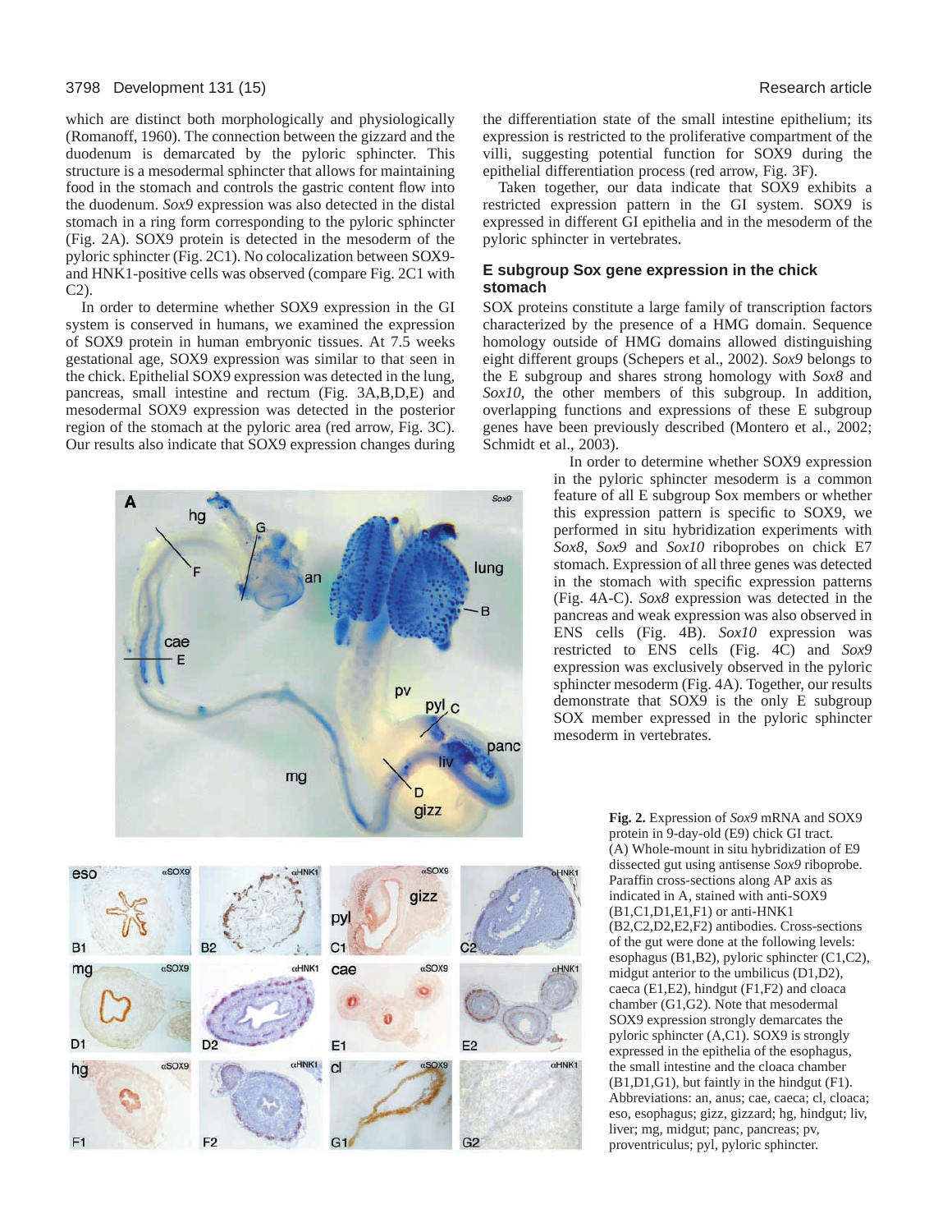which are distinct both morphologically and physiologically (Romanoff, 1960). The connection between the gizzard and the duodenum is demarcated by the pyloric sphincter. This structure is a mesodermal sphincter that allows for maintaining food in the stomach and controls the gastric content flow into the duodenum. *Sox9* expression was also detected in the distal stomach in a ring form corresponding to the pyloric sphincter (Fig. 2A). SOX9 protein is detected in the mesoderm of the pyloric sphincter (Fig. 2C1). No colocalization between SOX9- and HNK1-positive cells was observed (compare Fig. 2C1 with C2).

In order to determine whether SOX9 expression in the GI system is conserved in humans, we examined the expression of SOX9 protein in human embryonic tissues. At 7.5 weeks gestational age, SOX9 expression was similar to that seen in the chick. Epithelial SOX9 expression was detected in the lung, pancreas, small intestine and rectum (Fig. 3A,B,D,E) and mesodermal SOX9 expression was detected in the posterior region of the stomach at the pyloric area (red arrow, Fig. 3C). Our results also indicate that SOX9 expression changes during the differentiation state of the small intestine epithelium; its expression is restricted to the proliferative compartment of the villi, suggesting potential function for SOX9 during the epithelial differentiation process (red arrow, Fig. 3F).

Taken together, our data indicate that SOX9 exhibits a restricted expression pattern in the GI system. SOX9 is expressed in different GI epithelia and in the mesoderm of the pyloric sphincter in vertebrates.

## E subgroup Sox gene expression in the chick stomach

SOX proteins constitute a large family of transcription factors characterized by the presence of a HMG domain. Sequence homology outside of HMG domains allowed distinguishing eight different groups (Schepers et al., 2002). *Sox9* belongs to the E subgroup and shares strong homology with *Sox8* and *Sox10*, the other members of this subgroup. In addition, overlapping functions and expressions of these E subgroup genes have been previously described (Montero et al., 2002; Schmidt et al., 2003).

In order to determine whether SOX9 expression in the pyloric sphincter mesoderm is a common feature of all E subgroup Sox members or whether this expression pattern is specific to SOX9, we performed in situ hybridization experiments with *Sox8*, *Sox9* and *Sox10* riboprobes on chick E7 stomach. Expression of all three genes was detected in the stomach with specific expression patterns (Fig. 4A-C). *Sox8* expression was detected in the pancreas and weak expression was also observed in ENS cells (Fig. 4B). *Sox10* expression was restricted to ENS cells (Fig. 4C) and *Sox9* expression was exclusively observed in the pyloric sphincter mesoderm (Fig. 4A). Together, our results demonstrate that SOX9 is the only E subgroup SOX member expressed in the pyloric sphincter mesoderm in vertebrates.

**Fig. 2.** Expression of *Sox9* mRNA and SOX9 protein in 9-day-old (E9) chick GI tract. (A) Whole-mount in situ hybridization of E9 dissected gut using antisense *Sox9* riboprobe. Paraffin cross-sections along AP axis as indicated in A, stained with anti-SOX9 (B1,C1,D1,E1,F1) or anti-HNK1 (B2,C2,D2,E2,F2) antibodies. Cross-sections of the gut were done at the following levels: esophagus (B1,B2), pyloric sphincter (C1,C2), midgut anterior to the umbilicus (D1,D2), caeca (E1,E2), hindgut (F1,F2) and cloaca chamber (G1,G2). Note that mesodermal SOX9 expression strongly demarcates the pyloric sphincter (A,C1). SOX9 is strongly expressed in the epithelia of the esophagus, the small intestine and the cloaca chamber (B1,D1,G1), but faintly in the hindgut (F1). Abbreviations: an, anus; cae, caeca; cl, cloaca; eso, esophagus; gizz, gizzard; hg, hindgut; liv, liver; mg, midgut; panc, pancreas; pv, proventriculus; pyl, pyloric sphincter.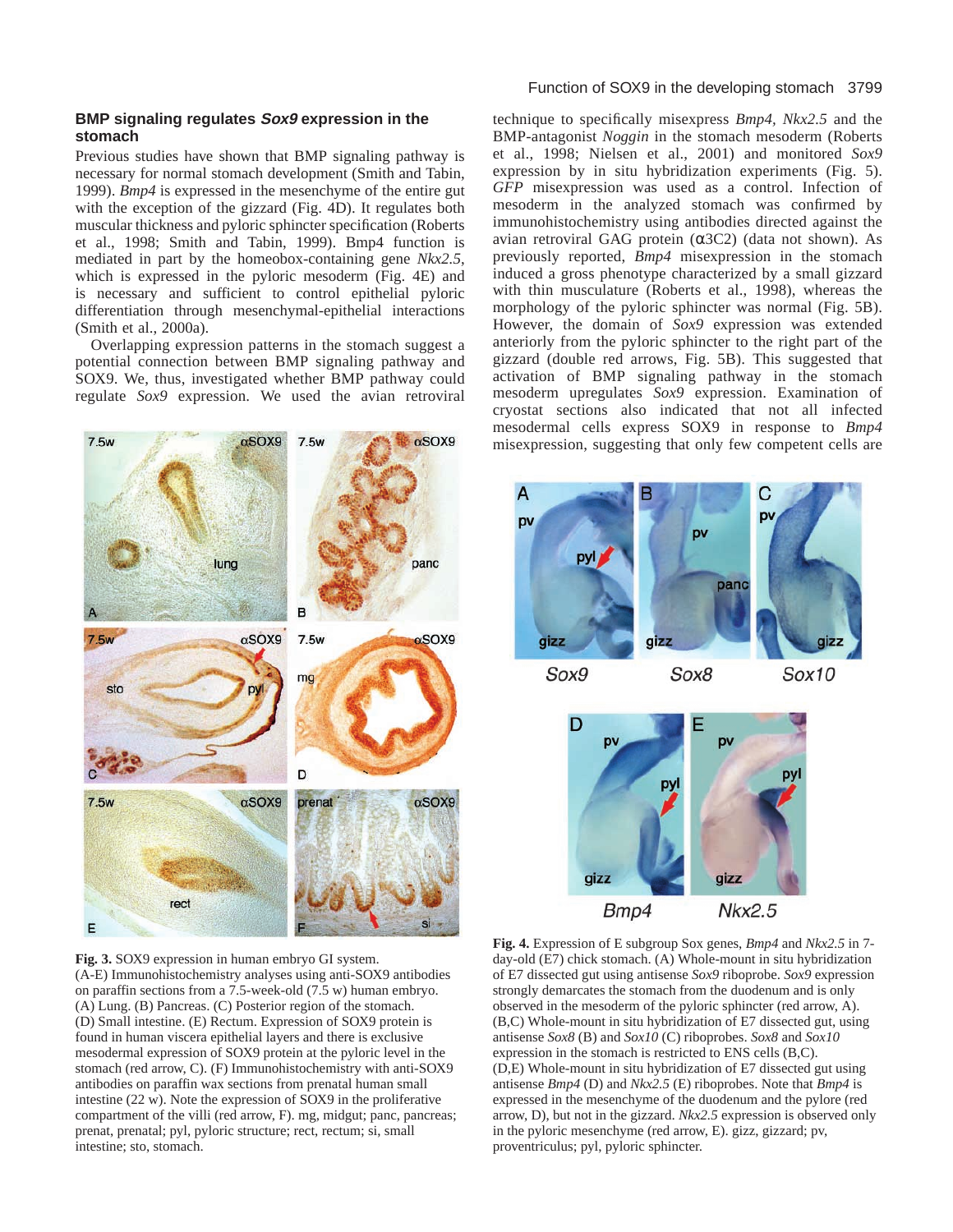### BMP signaling regulates *Sox9* expression in the stomach

Previous studies have shown that BMP signaling pathway is necessary for normal stomach development (Smith and Tabin, 1999). *Bmp4* is expressed in the mesenchyme of the entire gut with the exception of the gizzard (Fig. 4D). It regulates both muscular thickness and pyloric sphincter specification (Roberts et al., 1998; Smith and Tabin, 1999). Bmp4 function is mediated in part by the homeobox-containing gene *Nkx2.5*, which is expressed in the pyloric mesoderm (Fig. 4E) and is necessary and sufficient to control epithelial pyloric differentiation through mesenchymal-epithelial interactions (Smith et al., 2000a).

Overlapping expression patterns in the stomach suggest a potential connection between BMP signaling pathway and SOX9. We, thus, investigated whether BMP pathway could regulate *Sox9* expression. We used the avian retroviral technique to specifically misexpress *Bmp4*, *Nkx2.5* and the BMP-antagonist *Noggin* in the stomach mesoderm (Roberts et al., 1998; Nielsen et al., 2001) and monitored *Sox9* expression by in situ hybridization experiments (Fig. 5). *GFP* misexpression was used as a control. Infection of mesoderm in the analyzed stomach was confirmed by immunohistochemistry using antibodies directed against the avian retroviral GAG protein (α3C2) (data not shown). As previously reported, *Bmp4* misexpression in the stomach induced a gross phenotype characterized by a small gizzard with thin musculature (Roberts et al., 1998), whereas the morphology of the pyloric sphincter was normal (Fig. 5B). However, the domain of *Sox9* expression was extended anteriorly from the pyloric sphincter to the right part of the gizzard (double red arrows, Fig. 5B). This suggested that activation of BMP signaling pathway in the stomach mesoderm upregulates *Sox9* expression. Examination of cryostat sections also indicated that not all infected mesodermal cells express SOX9 in response to *Bmp4* misexpression, suggesting that only few competent cells are

**Fig. 3.** SOX9 expression in human embryo GI system. (A-E) Immunohistochemistry analyses using anti-SOX9 antibodies on paraffin sections from a 7.5-week-old (7.5 w) human embryo. (A) Lung. (B) Pancreas. (C) Posterior region of the stomach. (D) Small intestine. (E) Rectum. Expression of SOX9 protein is found in human viscera epithelial layers and there is exclusive mesodermal expression of SOX9 protein at the pyloric level in the stomach (red arrow, C). (F) Immunohistochemistry with anti-SOX9 antibodies on paraffin wax sections from prenatal human small intestine (22 w). Note the expression of SOX9 in the proliferative compartment of the villi (red arrow, F). mg, midgut; panc, pancreas; prenat, prenatal; pyl, pyloric structure; rect, rectum; si, small intestine; sto, stomach.

**Fig. 4.** Expression of E subgroup Sox genes, *Bmp4* and *Nkx2.5* in 7-day-old (E7) chick stomach. (A) Whole-mount in situ hybridization of E7 dissected gut using antisense *Sox9* riboprobe. *Sox9* expression strongly demarcates the stomach from the duodenum and is only observed in the mesoderm of the pyloric sphincter (red arrow, A). (B,C) Whole-mount in situ hybridization of E7 dissected gut, using antisense *Sox8* (B) and *Sox10* (C) riboprobes. *Sox8* and *Sox10* expression in the stomach is restricted to ENS cells (B,C). (D,E) Whole-mount in situ hybridization of E7 dissected gut using antisense *Bmp4* (D) and *Nkx2.5* (E) riboprobes. Note that *Bmp4* is expressed in the mesenchyme of the duodenum and the pylore (red arrow, D), but not in the gizzard. *Nkx2.5* expression is observed only in the pyloric mesenchyme (red arrow, E). gizz, gizzard; pv, proventriculus; pyl, pyloric sphincter.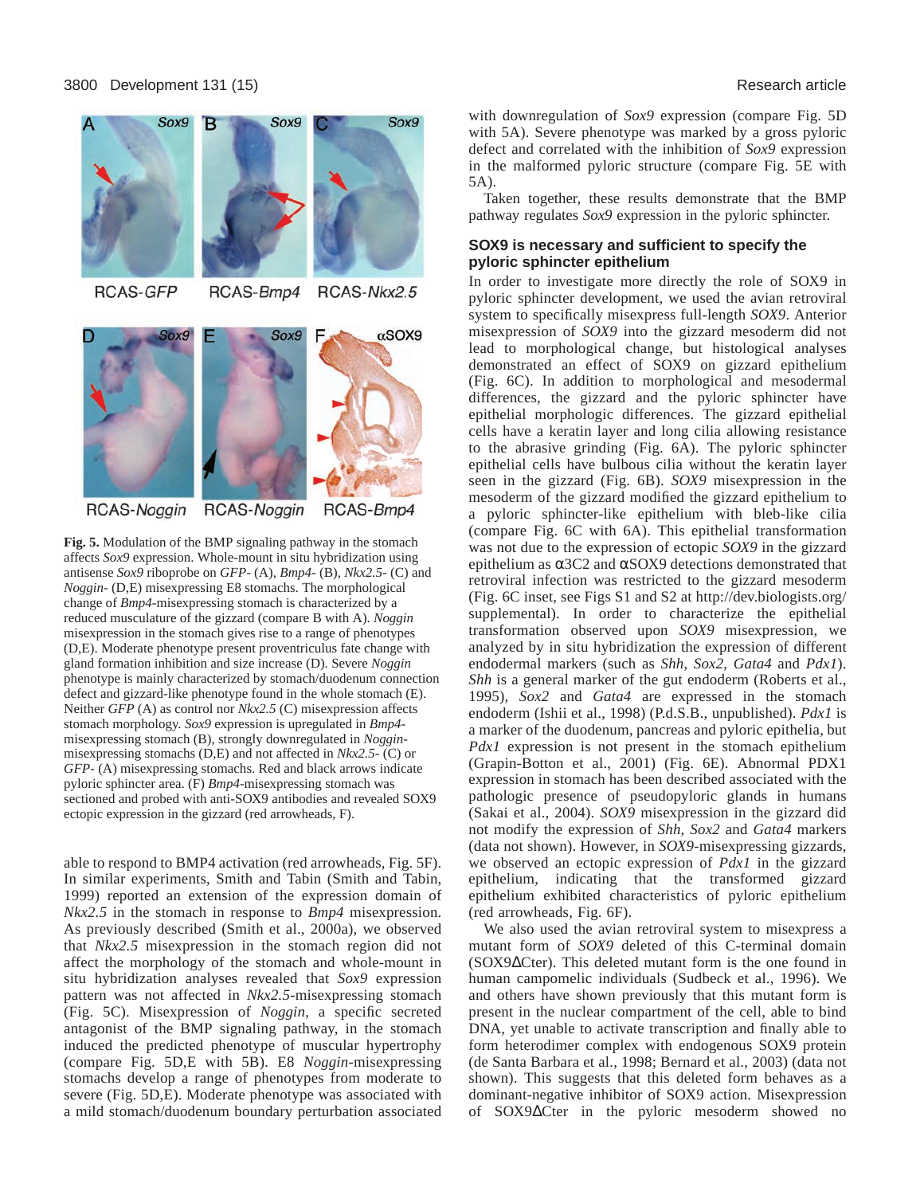**Fig. 5.** Modulation of the BMP signaling pathway in the stomach affects *Sox9* expression. Whole-mount in situ hybridization using antisense *Sox9* riboprobe on *GFP*- (A), *Bmp4*- (B), *Nkx2.5*- (C) and *Noggin*- (D,E) misexpressing E8 stomachs. The morphological change of *Bmp4*-misexpressing stomach is characterized by a reduced musculature of the gizzard (compare B with A). *Noggin* misexpression in the stomach gives rise to a range of phenotypes (D,E). Moderate phenotype present proventriculus fate change with gland formation inhibition and size increase (D). Severe *Noggin* phenotype is mainly characterized by stomach/duodenum connection defect and gizzard-like phenotype found in the whole stomach (E). Neither *GFP* (A) as control nor *Nkx2.5* (C) misexpression affects stomach morphology. *Sox9* expression is upregulated in *Bmp4*-misexpressing stomach (B), strongly downregulated in *Noggin*-misexpressing stomachs (D,E) and not affected in *Nkx2.5*- (C) or *GFP*- (A) misexpressing stomachs. Red and black arrows indicate pyloric sphincter area. (F) *Bmp4*-misexpressing stomach was sectioned and probed with anti-SOX9 antibodies and revealed SOX9 ectopic expression in the gizzard (red arrowheads, F).

able to respond to BMP4 activation (red arrowheads, Fig. 5F). In similar experiments, Smith and Tabin (Smith and Tabin, 1999) reported an extension of the expression domain of *Nkx2.5* in the stomach in response to *Bmp4* misexpression. As previously described (Smith et al., 2000a), we observed that *Nkx2.5* misexpression in the stomach region did not affect the morphology of the stomach and whole-mount in situ hybridization analyses revealed that *Sox9* expression pattern was not affected in *Nkx2.5*-misexpressing stomach (Fig. 5C). Misexpression of *Noggin*, a specific secreted antagonist of the BMP signaling pathway, in the stomach induced the predicted phenotype of muscular hypertrophy (compare Fig. 5D,E with 5B). E8 *Noggin*-misexpressing stomachs develop a range of phenotypes from moderate to severe (Fig. 5D,E). Moderate phenotype was associated with a mild stomach/duodenum boundary perturbation associated with downregulation of *Sox9* expression (compare Fig. 5D with 5A). Severe phenotype was marked by a gross pyloric defect and correlated with the inhibition of *Sox9* expression in the malformed pyloric structure (compare Fig. 5E with 5A).

Taken together, these results demonstrate that the BMP pathway regulates *Sox9* expression in the pyloric sphincter.

### SOX9 is necessary and sufficient to specify the pyloric sphincter epithelium

In order to investigate more directly the role of SOX9 in pyloric sphincter development, we used the avian retroviral system to specifically misexpress full-length *SOX9*. Anterior misexpression of *SOX9* into the gizzard mesoderm did not lead to morphological change, but histological analyses demonstrated an effect of SOX9 on gizzard epithelium (Fig. 6C). In addition to morphological and mesodermal differences, the gizzard and the pyloric sphincter have epithelial morphologic differences. The gizzard epithelial cells have a keratin layer and long cilia allowing resistance to the abrasive grinding (Fig. 6A). The pyloric sphincter epithelial cells have bulbous cilia without the keratin layer seen in the gizzard (Fig. 6B). *SOX9* misexpression in the mesoderm of the gizzard modified the gizzard epithelium to a pyloric sphincter-like epithelium with bleb-like cilia (compare Fig. 6C with 6A). This epithelial transformation was not due to the expression of ectopic *SOX9* in the gizzard epithelium as α3C2 and αSOX9 detections demonstrated that retroviral infection was restricted to the gizzard mesoderm (Fig. 6C inset, see Figs S1 and S2 at http://dev.biologists.org/supplemental). In order to characterize the epithelial transformation observed upon *SOX9* misexpression, we analyzed by in situ hybridization the expression of different endodermal markers (such as *Shh, Sox2, Gata4* and *Pdx1*). *Shh* is a general marker of the gut endoderm (Roberts et al., 1995), *Sox2* and *Gata4* are expressed in the stomach endoderm (Ishii et al., 1998) (P.d.S.B., unpublished). *Pdx1* is a marker of the duodenum, pancreas and pyloric epithelia, but *Pdx1* expression is not present in the stomach epithelium (Grapin-Botton et al., 2001) (Fig. 6E). Abnormal PDX1 expression in stomach has been described associated with the pathologic presence of pseudopyloric glands in humans (Sakai et al., 2004). *SOX9* misexpression in the gizzard did not modify the expression of *Shh, Sox2* and *Gata4* markers (data not shown). However, in *SOX9*-misexpressing gizzards, we observed an ectopic expression of *Pdx1* in the gizzard epithelium, indicating that the transformed gizzard epithelium exhibited characteristics of pyloric epithelium (red arrowheads, Fig. 6F).

We also used the avian retroviral system to misexpress a mutant form of *SOX9* deleted of this C-terminal domain (SOX9ΔCter). This deleted mutant form is the one found in human campomelic individuals (Sudbeck et al., 1996). We and others have shown previously that this mutant form is present in the nuclear compartment of the cell, able to bind DNA, yet unable to activate transcription and finally able to form heterodimer complex with endogenous SOX9 protein (de Santa Barbara et al., 1998; Bernard et al., 2003) (data not shown). This suggests that this deleted form behaves as a dominant-negative inhibitor of SOX9 action. Misexpression of SOX9ΔCter in the pyloric mesoderm showed no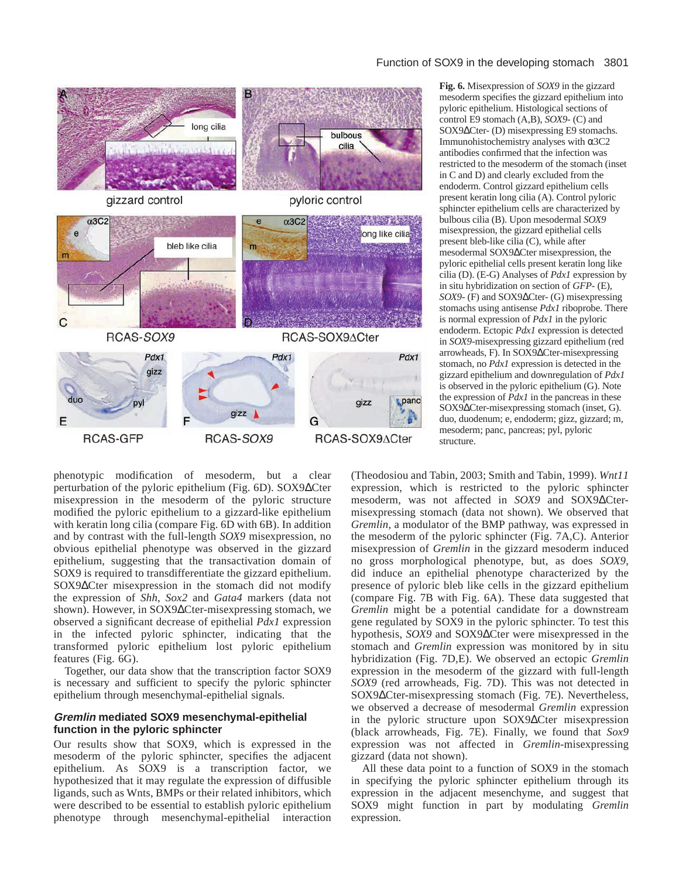**Fig. 6.** Misexpression of *SOX9* in the gizzard mesoderm specifies the gizzard epithelium into pyloric epithelium. Histological sections of control E9 stomach (A,B), *SOX9*- (C) and SOX9ΔCter- (D) misexpressing E9 stomachs. Immunohistochemistry analyses with α3C2 antibodies confirmed that the infection was restricted to the mesoderm of the stomach (inset in C and D) and clearly excluded from the endoderm. Control gizzard epithelium cells present keratin long cilia (A). Control pyloric sphincter epithelium cells are characterized by bulbous cilia (B). Upon mesodermal *SOX9* misexpression, the gizzard epithelial cells present bleb-like cilia (C), while after mesodermal SOX9ΔCter misexpression, the pyloric epithelial cells present keratin long like cilia (D). (E-G) Analyses of *Pdx1* expression by in situ hybridization on section of *GFP*- (E), *SOX9*- (F) and SOX9ΔCter- (G) misexpressing stomachs using antisense *Pdx1* riboprobe. There is normal expression of *Pdx1* in the pyloric endoderm. Ectopic *Pdx1* expression is detected in *SOX9*-misexpressing gizzard epithelium (red arrowheads, F). In SOX9ΔCter-misexpressing stomach, no *Pdx1* expression is detected in the gizzard epithelium and downregulation of *Pdx1* is observed in the pyloric epithelium (G). Note the expression of *Pdx1* in the pancreas in these SOX9ΔCter-misexpressing stomach (inset, G). duo, duodenum; e, endoderm; gizz, gizzard; m, mesoderm; panc, pancreas; pyl, pyloric structure.

phenotypic modification of mesoderm, but a clear perturbation of the pyloric epithelium (Fig. 6D). SOX9ΔCter misexpression in the mesoderm of the pyloric structure modified the pyloric epithelium to a gizzard-like epithelium with keratin long cilia (compare Fig. 6D with 6B). In addition and by contrast with the full-length *SOX9* misexpression, no obvious epithelial phenotype was observed in the gizzard epithelium, suggesting that the transactivation domain of SOX9 is required to transdifferentiate the gizzard epithelium. SOX9ΔCter misexpression in the stomach did not modify the expression of *Shh*, *Sox2* and *Gata4* markers (data not shown). However, in SOX9ΔCter-misexpressing stomach, we observed a significant decrease of epithelial *Pdx1* expression in the infected pyloric sphincter, indicating that the transformed pyloric epithelium lost pyloric epithelium features (Fig. 6G).

Together, our data show that the transcription factor SOX9 is necessary and sufficient to specify the pyloric sphincter epithelium through mesenchymal-epithelial signals.

### *Gremlin* mediated SOX9 mesenchymal-epithelial function in the pyloric sphincter

Our results show that SOX9, which is expressed in the mesoderm of the pyloric sphincter, specifies the adjacent epithelium. As SOX9 is a transcription factor, we hypothesized that it may regulate the expression of diffusible ligands, such as Wnts, BMPs or their related inhibitors, which were described to be essential to establish pyloric epithelium phenotype through mesenchymal-epithelial interaction (Theodosiou and Tabin, 2003; Smith and Tabin, 1999). *Wnt11* expression, which is restricted to the pyloric sphincter mesoderm, was not affected in *SOX9* and SOX9ΔCter-misexpressing stomach (data not shown). We observed that *Gremlin*, a modulator of the BMP pathway, was expressed in the mesoderm of the pyloric sphincter (Fig. 7A,C). Anterior misexpression of *Gremlin* in the gizzard mesoderm induced no gross morphological phenotype, but, as does *SOX9*, did induce an epithelial phenotype characterized by the presence of pyloric bleb like cells in the gizzard epithelium (compare Fig. 7B with Fig. 6A). These data suggested that *Gremlin* might be a potential candidate for a downstream gene regulated by SOX9 in the pyloric sphincter. To test this hypothesis, *SOX9* and SOX9ΔCter were misexpressed in the stomach and *Gremlin* expression was monitored by in situ hybridization (Fig. 7D,E). We observed an ectopic *Gremlin* expression in the mesoderm of the gizzard with full-length *SOX9* (red arrowheads, Fig. 7D). This was not detected in SOX9ΔCter-misexpressing stomach (Fig. 7E). Nevertheless, we observed a decrease of mesodermal *Gremlin* expression in the pyloric structure upon SOX9ΔCter misexpression (black arrowheads, Fig. 7E). Finally, we found that *Sox9* expression was not affected in *Gremlin*-misexpressing gizzard (data not shown).

All these data point to a function of SOX9 in the stomach in specifying the pyloric sphincter epithelium through its expression in the adjacent mesenchyme, and suggest that SOX9 might function in part by modulating *Gremlin* expression.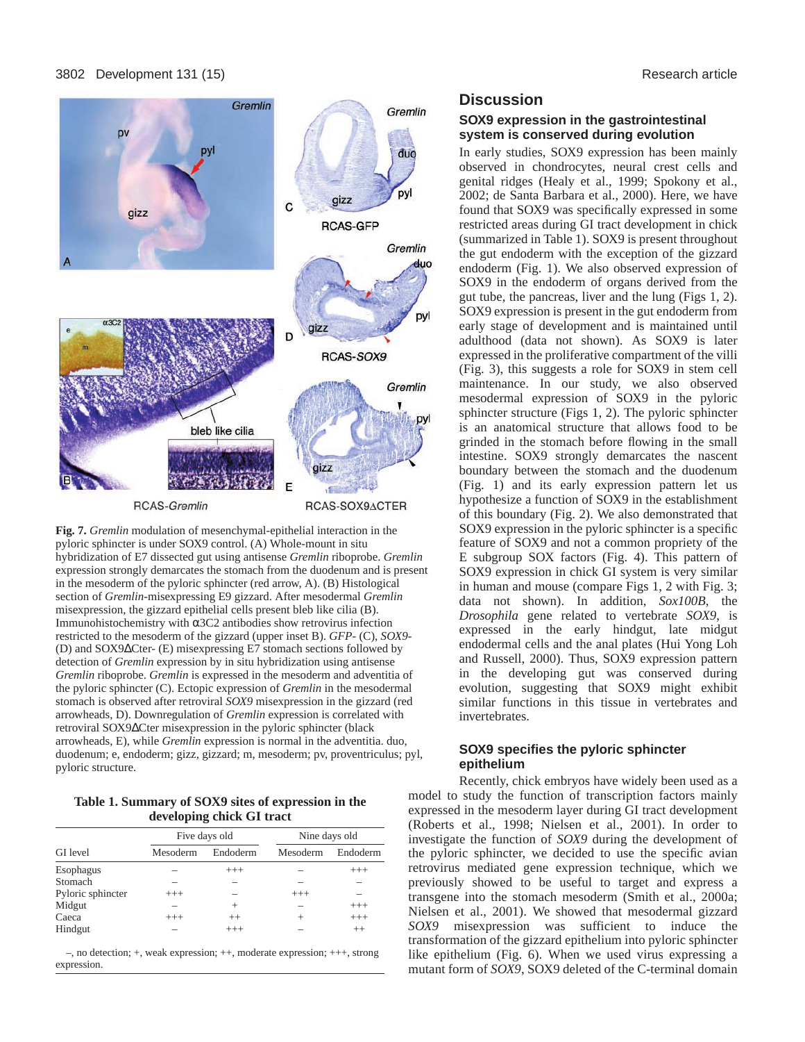**Fig. 7.** *Gremlin* modulation of mesenchymal-epithelial interaction in the pyloric sphincter is under SOX9 control. (A) Whole-mount in situ hybridization of E7 dissected gut using antisense *Gremlin* riboprobe. *Gremlin* expression strongly demarcates the stomach from the duodenum and is present in the mesoderm of the pyloric sphincter (red arrow, A). (B) Histological section of *Gremlin*-misexpressing E9 gizzard. After mesodermal *Gremlin* misexpression, the gizzard epithelial cells present bleb like cilia (B). Immunohistochemistry with α3C2 antibodies show retrovirus infection restricted to the mesoderm of the gizzard (upper inset B). *GFP*- (C), *SOX9*- (D) and SOX9ΔCter- (E) misexpressing E7 stomach sections followed by detection of *Gremlin* expression by in situ hybridization using antisense *Gremlin* riboprobe. *Gremlin* is expressed in the mesoderm and adventitia of the pyloric sphincter (C). Ectopic expression of *Gremlin* in the mesodermal stomach is observed after retroviral *SOX9* misexpression in the gizzard (red arrowheads, D). Downregulation of *Gremlin* expression is correlated with retroviral SOX9ΔCter misexpression in the pyloric sphincter (black arrowheads, E), while *Gremlin* expression is normal in the adventitia. duo, duodenum; e, endoderm; gizz, gizzard; m, mesoderm; pv, proventriculus; pyl, pyloric structure.

**Table 1. Summary of SOX9 sites of expression in the developing chick GI tract**

| | Five days old | | Nine days old | |
|---|---|---|---|---|
| GI level | Mesoderm | Endoderm | Mesoderm | Endoderm |
| Esophagus | – | +++ | – | +++ |
| Stomach | – | – | – | – |
| Pyloric sphincter | +++ | – | +++ | – |
| Midgut | – | + | – | +++ |
| Caeca | +++ | ++ | + | +++ |
| Hindgut | – | +++ | – | ++ |

–, no detection; +, weak expression; ++, moderate expression; +++, strong expression.

## Discussion

### SOX9 expression in the gastrointestinal system is conserved during evolution

In early studies, SOX9 expression has been mainly observed in chondrocytes, neural crest cells and genital ridges (Healy et al., 1999; Spokony et al., 2002; de Santa Barbara et al., 2000). Here, we have found that SOX9 was specifically expressed in some restricted areas during GI tract development in chick (summarized in Table 1). SOX9 is present throughout the gut endoderm with the exception of the gizzard endoderm (Fig. 1). We also observed expression of SOX9 in the endoderm of organs derived from the gut tube, the pancreas, liver and the lung (Figs 1, 2). SOX9 expression is present in the gut endoderm from early stage of development and is maintained until adulthood (data not shown). As SOX9 is later expressed in the proliferative compartment of the villi (Fig. 3), this suggests a role for SOX9 in stem cell maintenance. In our study, we also observed mesodermal expression of SOX9 in the pyloric sphincter structure (Figs 1, 2). The pyloric sphincter is an anatomical structure that allows food to be grinded in the stomach before flowing in the small intestine. SOX9 strongly demarcates the nascent boundary between the stomach and the duodenum (Fig. 1) and its early expression pattern let us hypothesize a function of SOX9 in the establishment of this boundary (Fig. 2). We also demonstrated that SOX9 expression in the pyloric sphincter is a specific feature of SOX9 and not a common propriety of the E subgroup SOX factors (Fig. 4). This pattern of SOX9 expression in chick GI system is very similar in human and mouse (compare Figs 1, 2 with Fig. 3; data not shown). In addition, *Sox100B*, the *Drosophila* gene related to vertebrate *SOX9*, is expressed in the early hindgut, late midgut endodermal cells and the anal plates (Hui Yong Loh and Russell, 2000). Thus, SOX9 expression pattern in the developing gut was conserved during evolution, suggesting that SOX9 might exhibit similar functions in this tissue in vertebrates and invertebrates.

### SOX9 specifies the pyloric sphincter epithelium

Recently, chick embryos have widely been used as a model to study the function of transcription factors mainly expressed in the mesoderm layer during GI tract development (Roberts et al., 1998; Nielsen et al., 2001). In order to investigate the function of *SOX9* during the development of the pyloric sphincter, we decided to use the specific avian retrovirus mediated gene expression technique, which we previously showed to be useful to target and express a transgene into the stomach mesoderm (Smith et al., 2000a; Nielsen et al., 2001). We showed that mesodermal gizzard *SOX9* misexpression was sufficient to induce the transformation of the gizzard epithelium into pyloric sphincter like epithelium (Fig. 6). When we used virus expressing a mutant form of *SOX9*, SOX9 deleted of the C-terminal domain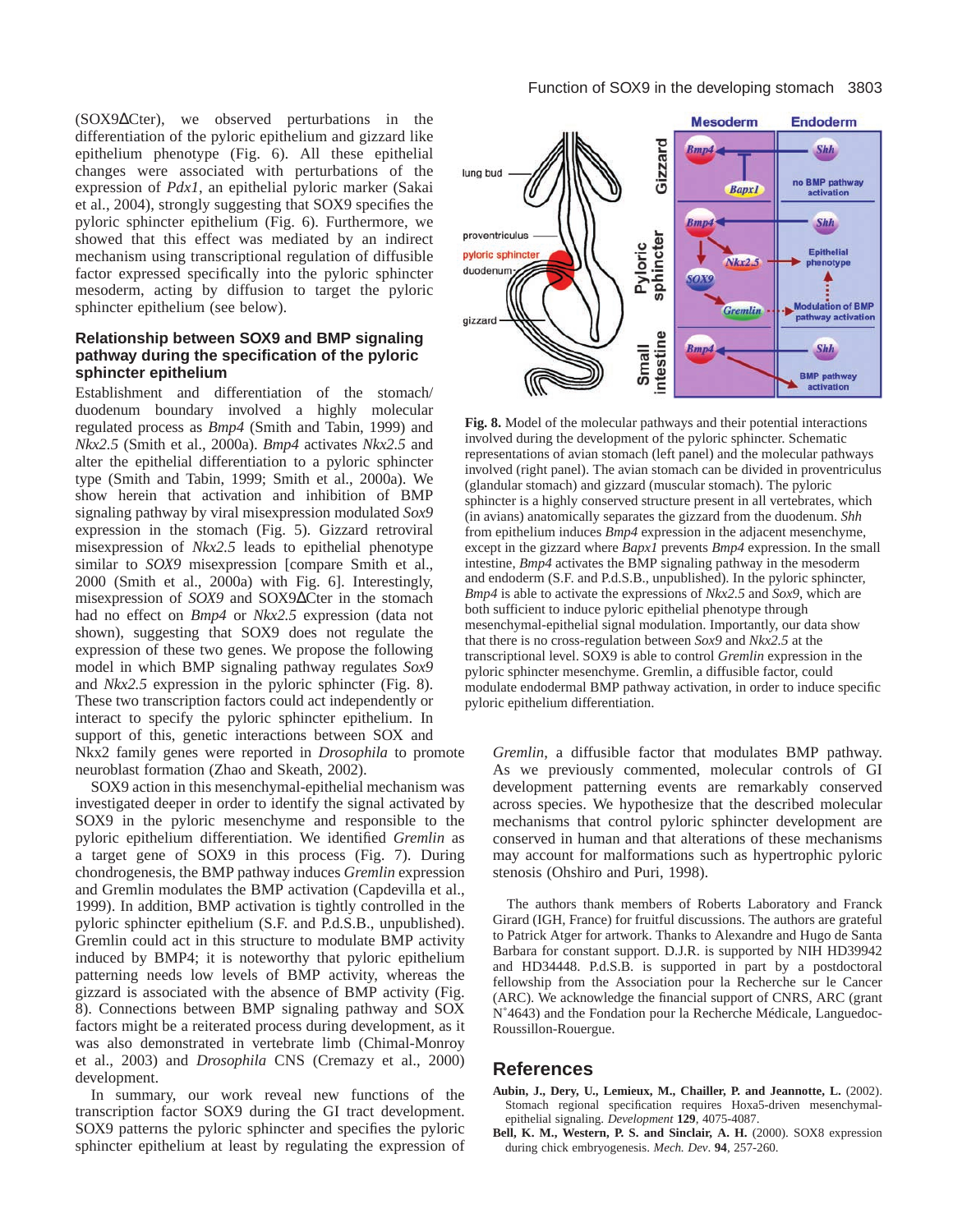(SOX9ΔCter), we observed perturbations in the differentiation of the pyloric epithelium and gizzard like epithelium phenotype (Fig. 6). All these epithelial changes were associated with perturbations of the expression of *Pdx1*, an epithelial pyloric marker (Sakai et al., 2004), strongly suggesting that SOX9 specifies the pyloric sphincter epithelium (Fig. 6). Furthermore, we showed that this effect was mediated by an indirect mechanism using transcriptional regulation of diffusible factor expressed specifically into the pyloric sphincter mesoderm, acting by diffusion to target the pyloric sphincter epithelium (see below).

### Relationship between SOX9 and BMP signaling pathway during the specification of the pyloric sphincter epithelium

Establishment and differentiation of the stomach/duodenum boundary involved a highly molecular regulated process as *Bmp4* (Smith and Tabin, 1999) and *Nkx2.5* (Smith et al., 2000a). *Bmp4* activates *Nkx2.5* and alter the epithelial differentiation to a pyloric sphincter type (Smith and Tabin, 1999; Smith et al., 2000a). We show herein that activation and inhibition of BMP signaling pathway by viral misexpression modulated *Sox9* expression in the stomach (Fig. 5). Gizzard retroviral misexpression of *Nkx2.5* leads to epithelial phenotype similar to *SOX9* misexpression [compare Smith et al., 2000 (Smith et al., 2000a) with Fig. 6]. Interestingly, misexpression of *SOX9* and SOX9ΔCter in the stomach had no effect on *Bmp4* or *Nkx2.5* expression (data not shown), suggesting that SOX9 does not regulate the expression of these two genes. We propose the following model in which BMP signaling pathway regulates *Sox9* and *Nkx2.5* expression in the pyloric sphincter (Fig. 8). These two transcription factors could act independently or interact to specify the pyloric sphincter epithelium. In support of this, genetic interactions between SOX and Nkx2 family genes were reported in *Drosophila* to promote neuroblast formation (Zhao and Skeath, 2002).

SOX9 action in this mesenchymal-epithelial mechanism was investigated deeper in order to identify the signal activated by SOX9 in the pyloric mesenchyme and responsible to the pyloric epithelium differentiation. We identified *Gremlin* as a target gene of SOX9 in this process (Fig. 7). During chondrogenesis, the BMP pathway induces *Gremlin* expression and Gremlin modulates the BMP activation (Capdevilla et al., 1999). In addition, BMP activation is tightly controlled in the pyloric sphincter epithelium (S.F. and P.d.S.B., unpublished). Gremlin could act in this structure to modulate BMP activity induced by BMP4; it is noteworthy that pyloric epithelium patterning needs low levels of BMP activity, whereas the gizzard is associated with the absence of BMP activity (Fig. 8). Connections between BMP signaling pathway and SOX factors might be a reiterated process during development, as it was also demonstrated in vertebrate limb (Chimal-Monroy et al., 2003) and *Drosophila* CNS (Cremazy et al., 2000) development.

In summary, our work reveal new functions of the transcription factor SOX9 during the GI tract development. SOX9 patterns the pyloric sphincter and specifies the pyloric sphincter epithelium at least by regulating the expression of *Gremlin*, a diffusible factor that modulates BMP pathway. As we previously commented, molecular controls of GI development patterning events are remarkably conserved across species. We hypothesize that the described molecular mechanisms that control pyloric sphincter development are conserved in human and that alterations of these mechanisms may account for malformations such as hypertrophic pyloric stenosis (Ohshiro and Puri, 1998).

**Fig. 8.** Model of the molecular pathways and their potential interactions involved during the development of the pyloric sphincter. Schematic representations of avian stomach (left panel) and the molecular pathways involved (right panel). The avian stomach can be divided in proventriculus (glandular stomach) and gizzard (muscular stomach). The pyloric sphincter is a highly conserved structure present in all vertebrates, which (in avians) anatomically separates the gizzard from the duodenum. *Shh* from epithelium induces *Bmp4* expression in the adjacent mesenchyme, except in the gizzard where *Bapx1* prevents *Bmp4* expression. In the small intestine, *Bmp4* activates the BMP signaling pathway in the mesoderm and endoderm (S.F. and P.d.S.B., unpublished). In the pyloric sphincter, *Bmp4* is able to activate the expressions of *Nkx2.5* and *Sox9*, which are both sufficient to induce pyloric epithelial phenotype through mesenchymal-epithelial signal modulation. Importantly, our data show that there is no cross-regulation between *Sox9* and *Nkx2.5* at the transcriptional level. SOX9 is able to control *Gremlin* expression in the pyloric sphincter mesenchyme. Gremlin, a diffusible factor, could modulate endodermal BMP pathway activation, in order to induce specific pyloric epithelium differentiation.

The authors thank members of Roberts Laboratory and Franck Girard (IGH, France) for fruitful discussions. The authors are grateful to Patrick Atger for artwork. Thanks to Alexandre and Hugo de Santa Barbara for constant support. D.J.R. is supported by NIH HD39942 and HD34448. P.d.S.B. is supported in part by a postdoctoral fellowship from the Association pour la Recherche sur le Cancer (ARC). We acknowledge the financial support of CNRS, ARC (grant N°4643) and the Fondation pour la Recherche Médicale, Languedoc-Roussillon-Rouergue.

## References

**Aubin, J., Dery, U., Lemieux, M., Chailler, P. and Jeannotte, L.** (2002). Stomach regional specification requires Hoxa5-driven mesenchymal-epithelial signaling. *Development* **129**, 4075-4087.

**Bell, K. M., Western, P. S. and Sinclair, A. H.** (2000). SOX8 expression during chick embryogenesis. *Mech. Dev*. **94**, 257-260.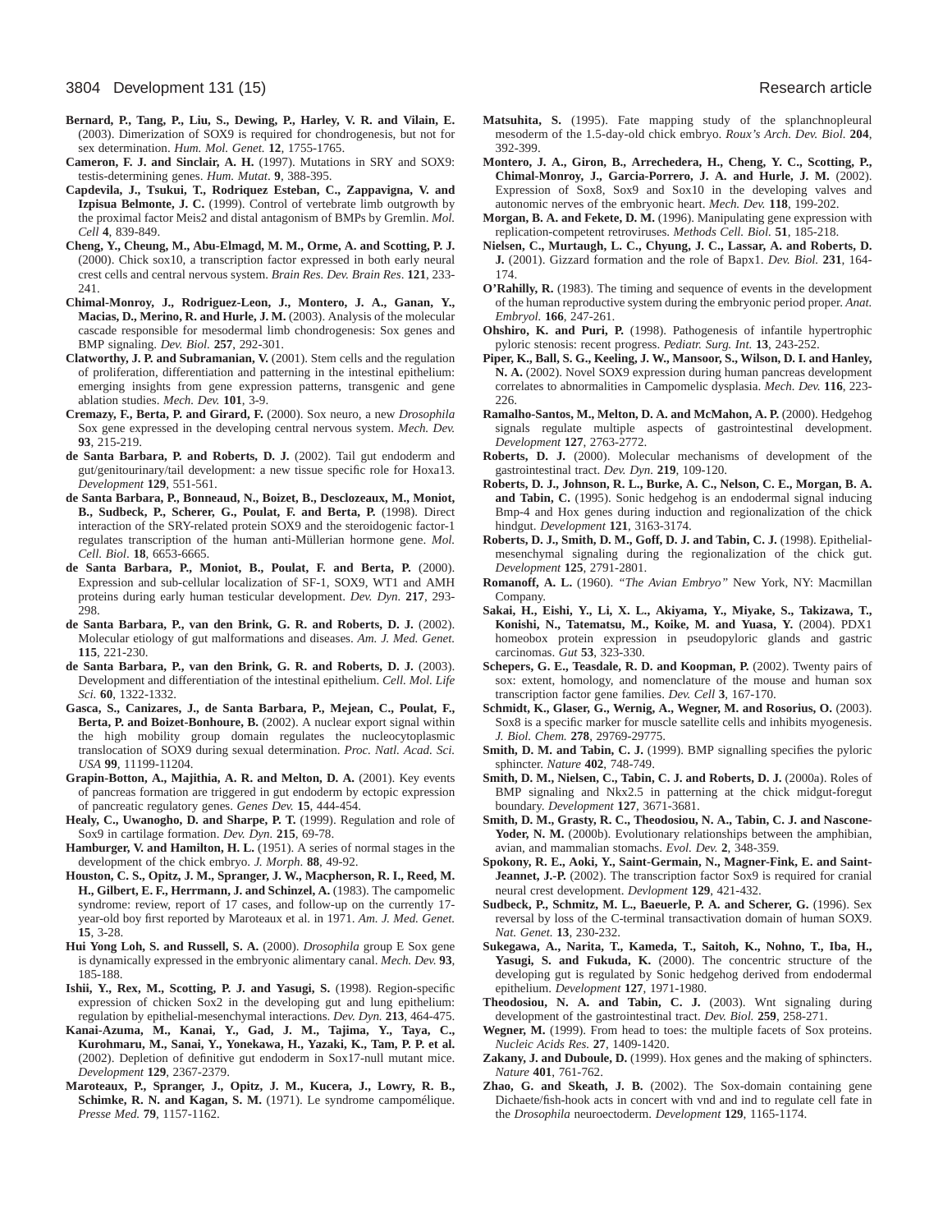**Bernard, P., Tang, P., Liu, S., Dewing, P., Harley, V. R. and Vilain, E.** (2003). Dimerization of SOX9 is required for chondrogenesis, but not for sex determination. *Hum. Mol. Genet.* **12**, 1755-1765.

**Cameron, F. J. and Sinclair, A. H.** (1997). Mutations in SRY and SOX9: testis-determining genes. *Hum. Mutat*. **9**, 388-395.

**Capdevila, J., Tsukui, T., Rodriquez Esteban, C., Zappavigna, V. and Izpisua Belmonte, J. C.** (1999). Control of vertebrate limb outgrowth by the proximal factor Meis2 and distal antagonism of BMPs by Gremlin. *Mol. Cell* **4**, 839-849.

**Cheng, Y., Cheung, M., Abu-Elmagd, M. M., Orme, A. and Scotting, P. J.** (2000). Chick sox10, a transcription factor expressed in both early neural crest cells and central nervous system. *Brain Res. Dev. Brain Res*. **121**, 233-241.

**Chimal-Monroy, J., Rodriguez-Leon, J., Montero, J. A., Ganan, Y., Macias, D., Merino, R. and Hurle, J. M.** (2003). Analysis of the molecular cascade responsible for mesodermal limb chondrogenesis: Sox genes and BMP signaling. *Dev. Biol.* **257**, 292-301.

**Clatworthy, J. P. and Subramanian, V.** (2001). Stem cells and the regulation of proliferation, differentiation and patterning in the intestinal epithelium: emerging insights from gene expression patterns, transgenic and gene ablation studies. *Mech. Dev.* **101**, 3-9.

**Cremazy, F., Berta, P. and Girard, F.** (2000). Sox neuro, a new *Drosophila* Sox gene expressed in the developing central nervous system. *Mech. Dev.* **93**, 215-219.

**de Santa Barbara, P. and Roberts, D. J.** (2002). Tail gut endoderm and gut/genitourinary/tail development: a new tissue specific role for Hoxa13. *Development* **129**, 551-561.

**de Santa Barbara, P., Bonneaud, N., Boizet, B., Desclozeaux, M., Moniot, B., Sudbeck, P., Scherer, G., Poulat, F. and Berta, P.** (1998). Direct interaction of the SRY-related protein SOX9 and the steroidogenic factor-1 regulates transcription of the human anti-Müllerian hormone gene. *Mol. Cell. Biol*. **18**, 6653-6665.

**de Santa Barbara, P., Moniot, B., Poulat, F. and Berta, P.** (2000). Expression and sub-cellular localization of SF-1, SOX9, WT1 and AMH proteins during early human testicular development. *Dev. Dyn.* **217**, 293-298.

**de Santa Barbara, P., van den Brink, G. R. and Roberts, D. J.** (2002). Molecular etiology of gut malformations and diseases. *Am. J. Med. Genet.* **115**, 221-230.

**de Santa Barbara, P., van den Brink, G. R. and Roberts, D. J.** (2003). Development and differentiation of the intestinal epithelium. *Cell. Mol. Life Sci.* **60**, 1322-1332.

**Gasca, S., Canizares, J., de Santa Barbara, P., Mejean, C., Poulat, F., Berta, P. and Boizet-Bonhoure, B.** (2002). A nuclear export signal within the high mobility group domain regulates the nucleocytoplasmic translocation of SOX9 during sexual determination. *Proc. Natl. Acad. Sci. USA* **99**, 11199-11204.

**Grapin-Botton, A., Majithia, A. R. and Melton, D. A.** (2001). Key events of pancreas formation are triggered in gut endoderm by ectopic expression of pancreatic regulatory genes. *Genes Dev.* **15**, 444-454.

**Healy, C., Uwanogho, D. and Sharpe, P. T.** (1999). Regulation and role of Sox9 in cartilage formation. *Dev. Dyn.* **215**, 69-78.

**Hamburger, V. and Hamilton, H. L.** (1951). A series of normal stages in the development of the chick embryo. *J. Morph.* **88**, 49-92.

**Houston, C. S., Opitz, J. M., Spranger, J. W., Macpherson, R. I., Reed, M. H., Gilbert, E. F., Herrmann, J. and Schinzel, A.** (1983). The campomelic syndrome: review, report of 17 cases, and follow-up on the currently 17-year-old boy first reported by Maroteaux et al. in 1971. *Am. J. Med. Genet.* **15**, 3-28.

**Hui Yong Loh, S. and Russell, S. A.** (2000). *Drosophila* group E Sox gene is dynamically expressed in the embryonic alimentary canal. *Mech. Dev.* **93**, 185-188.

**Ishii, Y., Rex, M., Scotting, P. J. and Yasugi, S.** (1998). Region-specific expression of chicken Sox2 in the developing gut and lung epithelium: regulation by epithelial-mesenchymal interactions. *Dev. Dyn.* **213**, 464-475.

**Kanai-Azuma, M., Kanai, Y., Gad, J. M., Tajima, Y., Taya, C., Kurohmaru, M., Sanai, Y., Yonekawa, H., Yazaki, K., Tam, P. P. et al.** (2002). Depletion of definitive gut endoderm in Sox17-null mutant mice. *Development* **129**, 2367-2379.

**Maroteaux, P., Spranger, J., Opitz, J. M., Kucera, J., Lowry, R. B., Schimke, R. N. and Kagan, S. M.** (1971). Le syndrome campomélique. *Presse Med.* **79**, 1157-1162.

**Matsuhita, S.** (1995). Fate mapping study of the splanchnopleural mesoderm of the 1.5-day-old chick embryo. *Roux's Arch. Dev. Biol.* **204**, 392-399.

**Montero, J. A., Giron, B., Arrechedera, H., Cheng, Y. C., Scotting, P., Chimal-Monroy, J., Garcia-Porrero, J. A. and Hurle, J. M.** (2002). Expression of Sox8, Sox9 and Sox10 in the developing valves and autonomic nerves of the embryonic heart. *Mech. Dev.* **118**, 199-202.

**Morgan, B. A. and Fekete, D. M.** (1996). Manipulating gene expression with replication-competent retroviruses. *Methods Cell. Biol.* **51**, 185-218.

**Nielsen, C., Murtaugh, L. C., Chyung, J. C., Lassar, A. and Roberts, D. J.** (2001). Gizzard formation and the role of Bapx1. *Dev. Biol.* **231**, 164-174.

**O'Rahilly, R.** (1983). The timing and sequence of events in the development of the human reproductive system during the embryonic period proper. *Anat. Embryol.* **166**, 247-261.

**Ohshiro, K. and Puri, P.** (1998). Pathogenesis of infantile hypertrophic pyloric stenosis: recent progress. *Pediatr. Surg. Int.* **13**, 243-252.

**Piper, K., Ball, S. G., Keeling, J. W., Mansoor, S., Wilson, D. I. and Hanley, N. A.** (2002). Novel SOX9 expression during human pancreas development correlates to abnormalities in Campomelic dysplasia. *Mech. Dev.* **116**, 223-226.

**Ramalho-Santos, M., Melton, D. A. and McMahon, A. P.** (2000). Hedgehog signals regulate multiple aspects of gastrointestinal development. *Development* **127**, 2763-2772.

**Roberts, D. J.** (2000). Molecular mechanisms of development of the gastrointestinal tract. *Dev. Dyn.* **219**, 109-120.

**Roberts, D. J., Johnson, R. L., Burke, A. C., Nelson, C. E., Morgan, B. A. and Tabin, C.** (1995). Sonic hedgehog is an endodermal signal inducing Bmp-4 and Hox genes during induction and regionalization of the chick hindgut. *Development* **121**, 3163-3174.

**Roberts, D. J., Smith, D. M., Goff, D. J. and Tabin, C. J.** (1998). Epithelial-mesenchymal signaling during the regionalization of the chick gut. *Development* **125**, 2791-2801.

**Romanoff, A. L.** (1960). *"The Avian Embryo"* New York, NY: Macmillan Company.

**Sakai, H., Eishi, Y., Li, X. L., Akiyama, Y., Miyake, S., Takizawa, T., Konishi, N., Tatematsu, M., Koike, M. and Yuasa, Y.** (2004). PDX1 homeobox protein expression in pseudopyloric glands and gastric carcinomas. *Gut* **53**, 323-330.

**Schepers, G. E., Teasdale, R. D. and Koopman, P.** (2002). Twenty pairs of sox: extent, homology, and nomenclature of the mouse and human sox transcription factor gene families. *Dev. Cell* **3**, 167-170.

**Schmidt, K., Glaser, G., Wernig, A., Wegner, M. and Rosorius, O.** (2003). Sox8 is a specific marker for muscle satellite cells and inhibits myogenesis. *J. Biol. Chem.* **278**, 29769-29775.

**Smith, D. M. and Tabin, C. J.** (1999). BMP signalling specifies the pyloric sphincter. *Nature* **402**, 748-749.

**Smith, D. M., Nielsen, C., Tabin, C. J. and Roberts, D. J.** (2000a). Roles of BMP signaling and Nkx2.5 in patterning at the chick midgut-foregut boundary. *Development* **127**, 3671-3681.

**Smith, D. M., Grasty, R. C., Theodosiou, N. A., Tabin, C. J. and Nascone-Yoder, N. M.** (2000b). Evolutionary relationships between the amphibian, avian, and mammalian stomachs. *Evol. Dev.* **2**, 348-359.

**Spokony, R. E., Aoki, Y., Saint-Germain, N., Magner-Fink, E. and Saint-Jeannet, J.-P.** (2002). The transcription factor Sox9 is required for cranial neural crest development. *Devlopment* **129**, 421-432.

**Sudbeck, P., Schmitz, M. L., Baeuerle, P. A. and Scherer, G.** (1996). Sex reversal by loss of the C-terminal transactivation domain of human SOX9. *Nat. Genet.* **13**, 230-232.

**Sukegawa, A., Narita, T., Kameda, T., Saitoh, K., Nohno, T., Iba, H., Yasugi, S. and Fukuda, K.** (2000). The concentric structure of the developing gut is regulated by Sonic hedgehog derived from endodermal epithelium. *Development* **127**, 1971-1980.

**Theodosiou, N. A. and Tabin, C. J.** (2003). Wnt signaling during development of the gastrointestinal tract. *Dev. Biol.* **259**, 258-271.

**Wegner, M.** (1999). From head to toes: the multiple facets of Sox proteins. *Nucleic Acids Res.* **27**, 1409-1420.

**Zakany, J. and Duboule, D.** (1999). Hox genes and the making of sphincters. *Nature* **401**, 761-762.

**Zhao, G. and Skeath, J. B.** (2002). The Sox-domain containing gene Dichaete/fish-hook acts in concert with vnd and ind to regulate cell fate in the *Drosophila* neuroectoderm. *Development* **129**, 1165-1174.